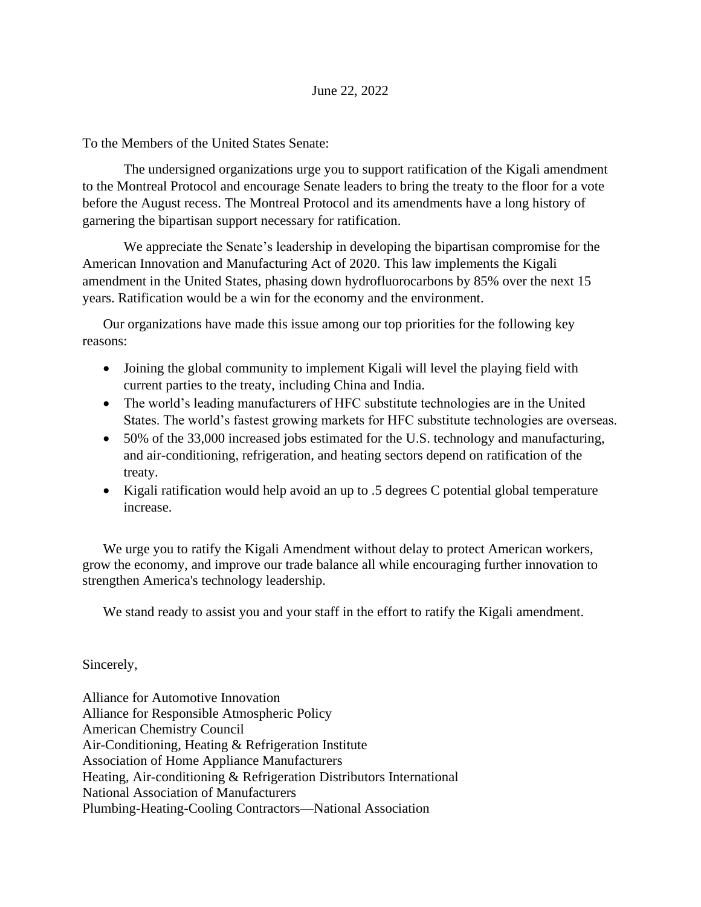June 22, 2022

To the Members of the United States Senate:

The undersigned organizations urge you to support ratification of the Kigali amendment to the Montreal Protocol and encourage Senate leaders to bring the treaty to the floor for a vote before the August recess. The Montreal Protocol and its amendments have a long history of garnering the bipartisan support necessary for ratification.

We appreciate the Senate's leadership in developing the bipartisan compromise for the American Innovation and Manufacturing Act of 2020. This law implements the Kigali amendment in the United States, phasing down hydrofluorocarbons by 85% over the next 15 years. Ratification would be a win for the economy and the environment.

Our organizations have made this issue among our top priorities for the following key reasons:

- Joining the global community to implement Kigali will level the playing field with current parties to the treaty, including China and India.
- The world's leading manufacturers of HFC substitute technologies are in the United States. The world's fastest growing markets for HFC substitute technologies are overseas.
- 50% of the 33,000 increased jobs estimated for the U.S. technology and manufacturing, and air-conditioning, refrigeration, and heating sectors depend on ratification of the treaty.
- Kigali ratification would help avoid an up to .5 degrees C potential global temperature increase.

We urge you to ratify the Kigali Amendment without delay to protect American workers, grow the economy, and improve our trade balance all while encouraging further innovation to strengthen America's technology leadership.

We stand ready to assist you and your staff in the effort to ratify the Kigali amendment.

Sincerely,

Alliance for Automotive Innovation
Alliance for Responsible Atmospheric Policy
American Chemistry Council
Air-Conditioning, Heating & Refrigeration Institute
Association of Home Appliance Manufacturers
Heating, Air-conditioning & Refrigeration Distributors International
National Association of Manufacturers
Plumbing-Heating-Cooling Contractors—National Association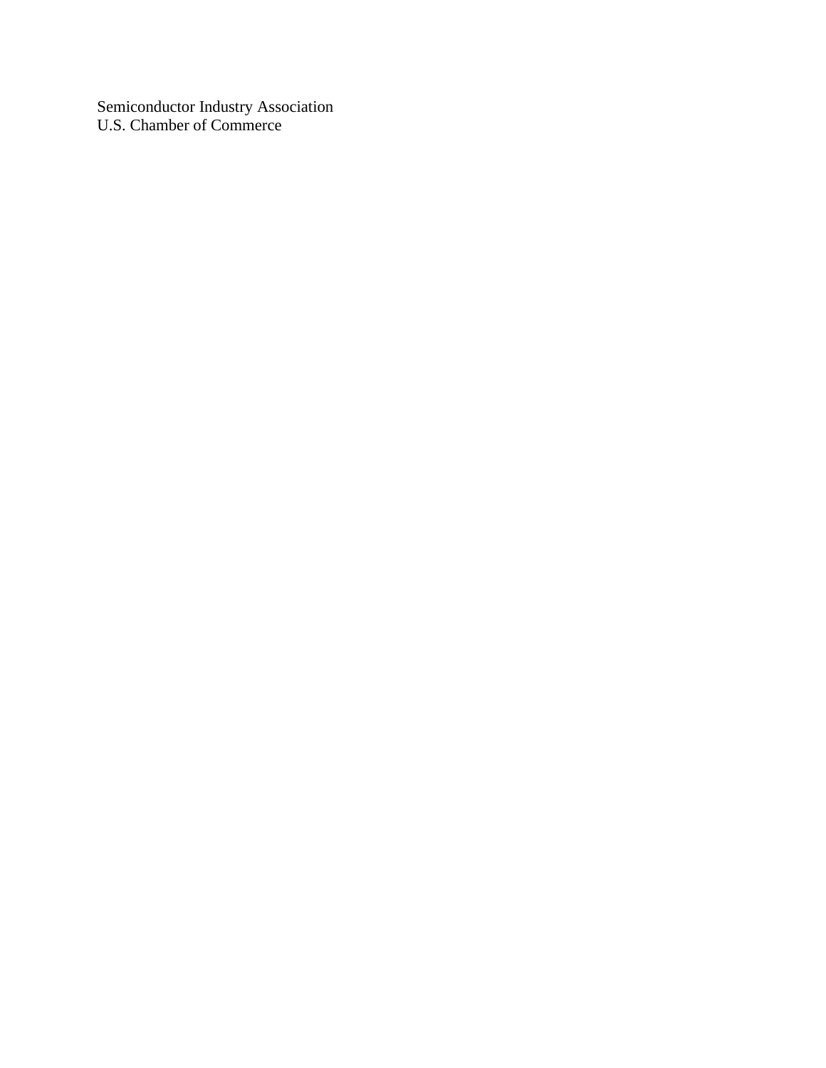Semiconductor Industry Association
U.S. Chamber of Commerce